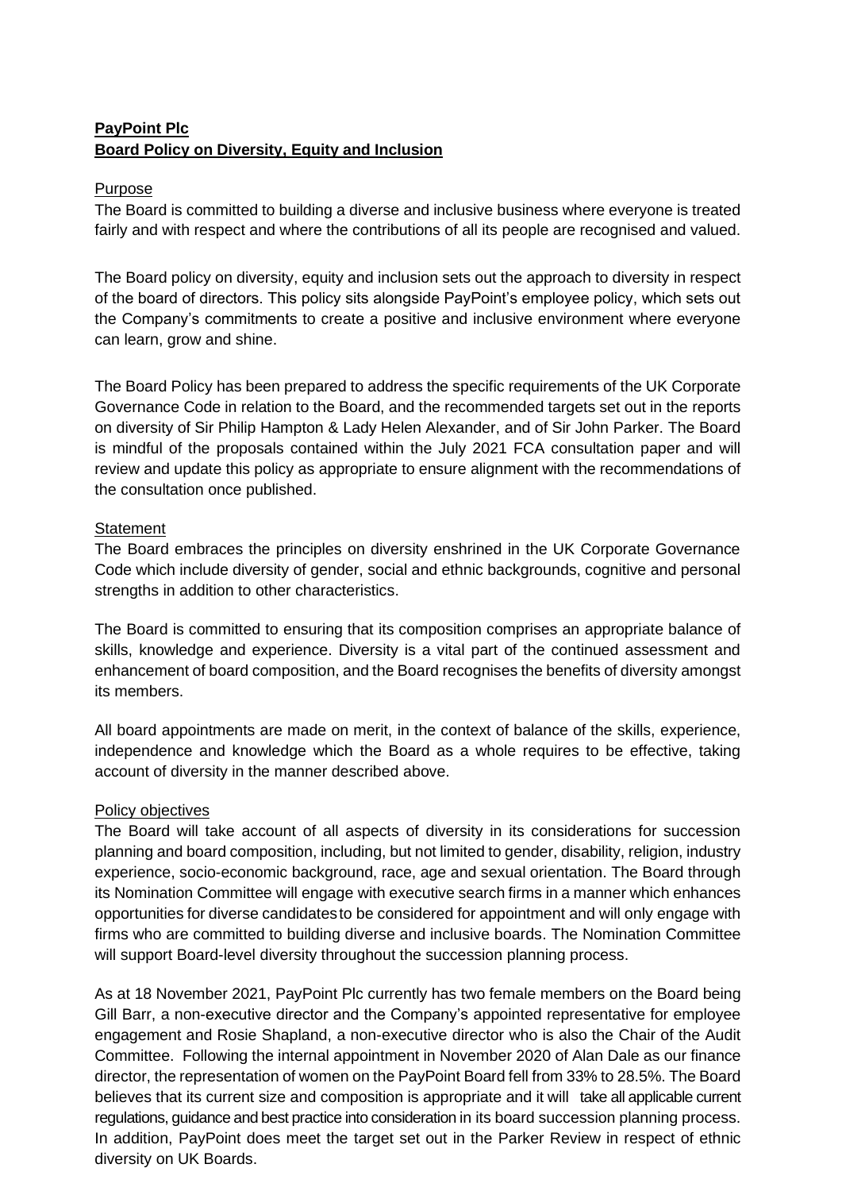**PayPoint Plc**
**Board Policy on Diversity, Equity and Inclusion**

Purpose

The Board is committed to building a diverse and inclusive business where everyone is treated fairly and with respect and where the contributions of all its people are recognised and valued.

The Board policy on diversity, equity and inclusion sets out the approach to diversity in respect of the board of directors. This policy sits alongside PayPoint's employee policy, which sets out the Company's commitments to create a positive and inclusive environment where everyone can learn, grow and shine.

The Board Policy has been prepared to address the specific requirements of the UK Corporate Governance Code in relation to the Board, and the recommended targets set out in the reports on diversity of Sir Philip Hampton & Lady Helen Alexander, and of Sir John Parker. The Board is mindful of the proposals contained within the July 2021 FCA consultation paper and will review and update this policy as appropriate to ensure alignment with the recommendations of the consultation once published.

Statement

The Board embraces the principles on diversity enshrined in the UK Corporate Governance Code which include diversity of gender, social and ethnic backgrounds, cognitive and personal strengths in addition to other characteristics.

The Board is committed to ensuring that its composition comprises an appropriate balance of skills, knowledge and experience. Diversity is a vital part of the continued assessment and enhancement of board composition, and the Board recognises the benefits of diversity amongst its members.

All board appointments are made on merit, in the context of balance of the skills, experience, independence and knowledge which the Board as a whole requires to be effective, taking account of diversity in the manner described above.

Policy objectives

The Board will take account of all aspects of diversity in its considerations for succession planning and board composition, including, but not limited to gender, disability, religion, industry experience, socio-economic background, race, age and sexual orientation. The Board through its Nomination Committee will engage with executive search firms in a manner which enhances opportunities for diverse candidates to be considered for appointment and will only engage with firms who are committed to building diverse and inclusive boards. The Nomination Committee will support Board-level diversity throughout the succession planning process.

As at 18 November 2021, PayPoint Plc currently has two female members on the Board being Gill Barr, a non-executive director and the Company's appointed representative for employee engagement and Rosie Shapland, a non-executive director who is also the Chair of the Audit Committee. Following the internal appointment in November 2020 of Alan Dale as our finance director, the representation of women on the PayPoint Board fell from 33% to 28.5%. The Board believes that its current size and composition is appropriate and it will take all applicable current regulations, guidance and best practice into consideration in its board succession planning process. In addition, PayPoint does meet the target set out in the Parker Review in respect of ethnic diversity on UK Boards.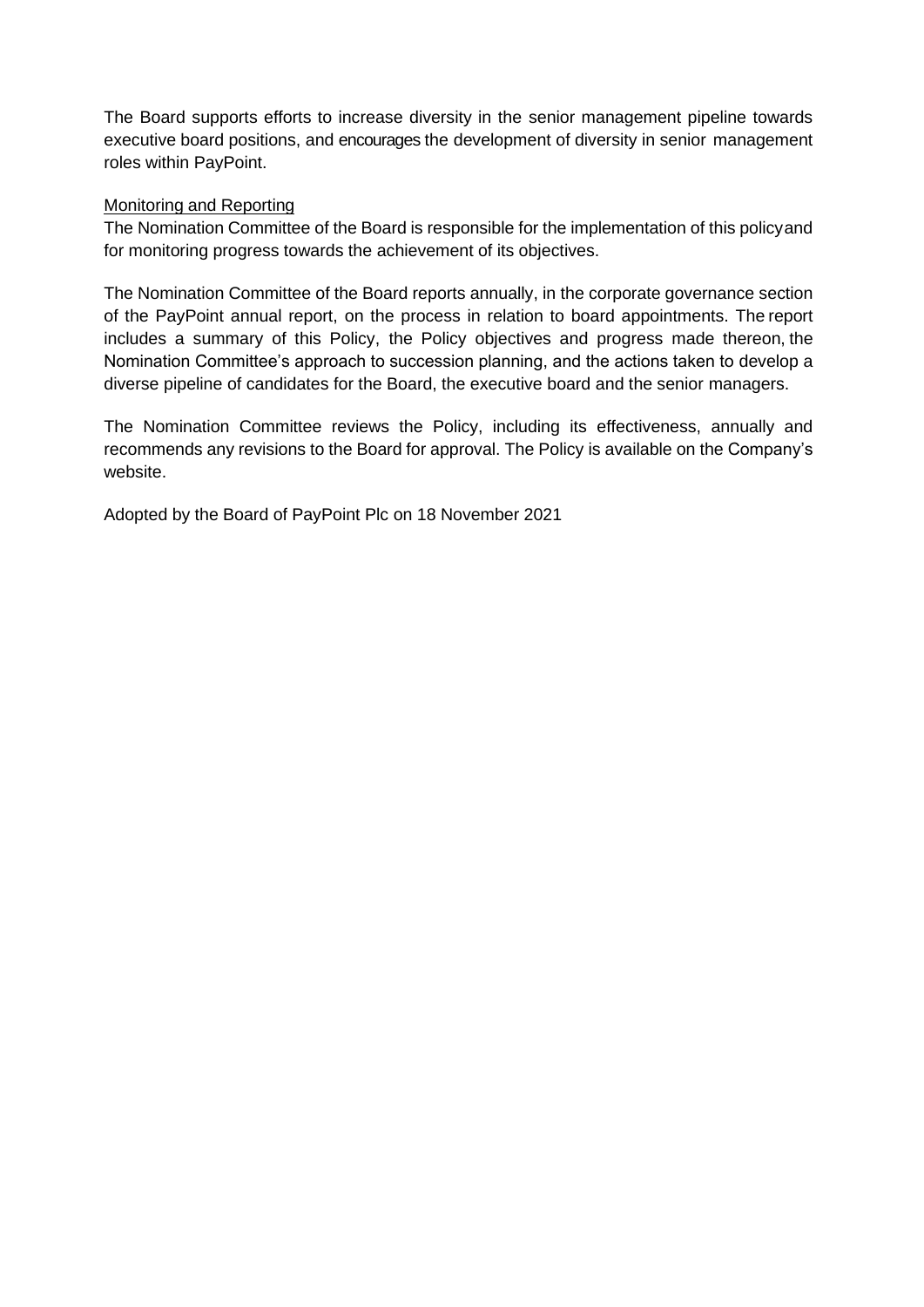The Board supports efforts to increase diversity in the senior management pipeline towards executive board positions, and encourages the development of diversity in senior management roles within PayPoint.

## Monitoring and Reporting

The Nomination Committee of the Board is responsible for the implementation of this policyand for monitoring progress towards the achievement of its objectives.

The Nomination Committee of the Board reports annually, in the corporate governance section of the PayPoint annual report, on the process in relation to board appointments. The report includes a summary of this Policy, the Policy objectives and progress made thereon, the Nomination Committee's approach to succession planning, and the actions taken to develop a diverse pipeline of candidates for the Board, the executive board and the senior managers.

The Nomination Committee reviews the Policy, including its effectiveness, annually and recommends any revisions to the Board for approval. The Policy is available on the Company's website.

Adopted by the Board of PayPoint Plc on 18 November 2021